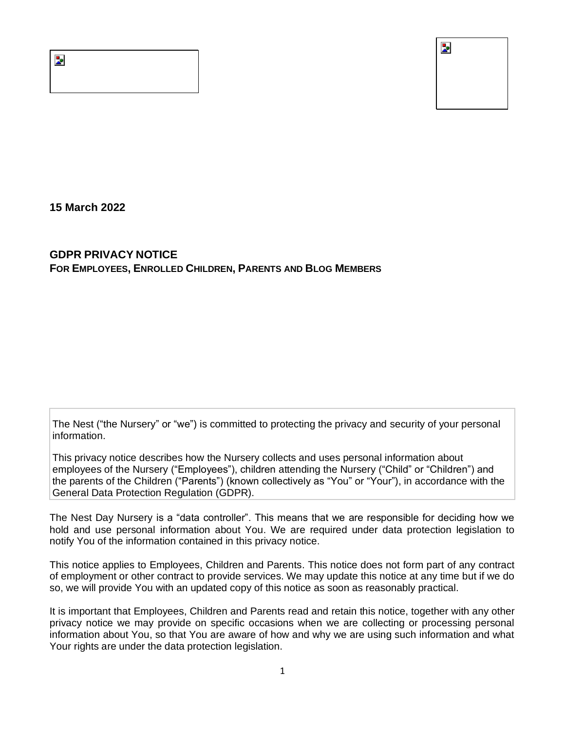**15 March 2022**

# GDPR PRIVACY NOTICE

## FOR EMPLOYEES, ENROLLED CHILDREN, PARENTS AND BLOG MEMBERS

The Nest ("the Nursery" or "we") is committed to protecting the privacy and security of your personal information.

This privacy notice describes how the Nursery collects and uses personal information about employees of the Nursery ("Employees"), children attending the Nursery ("Child" or "Children") and the parents of the Children ("Parents") (known collectively as "You" or "Your"), in accordance with the General Data Protection Regulation (GDPR).

The Nest Day Nursery is a "data controller". This means that we are responsible for deciding how we hold and use personal information about You. We are required under data protection legislation to notify You of the information contained in this privacy notice.

This notice applies to Employees, Children and Parents. This notice does not form part of any contract of employment or other contract to provide services. We may update this notice at any time but if we do so, we will provide You with an updated copy of this notice as soon as reasonably practical.

It is important that Employees, Children and Parents read and retain this notice, together with any other privacy notice we may provide on specific occasions when we are collecting or processing personal information about You, so that You are aware of how and why we are using such information and what Your rights are under the data protection legislation.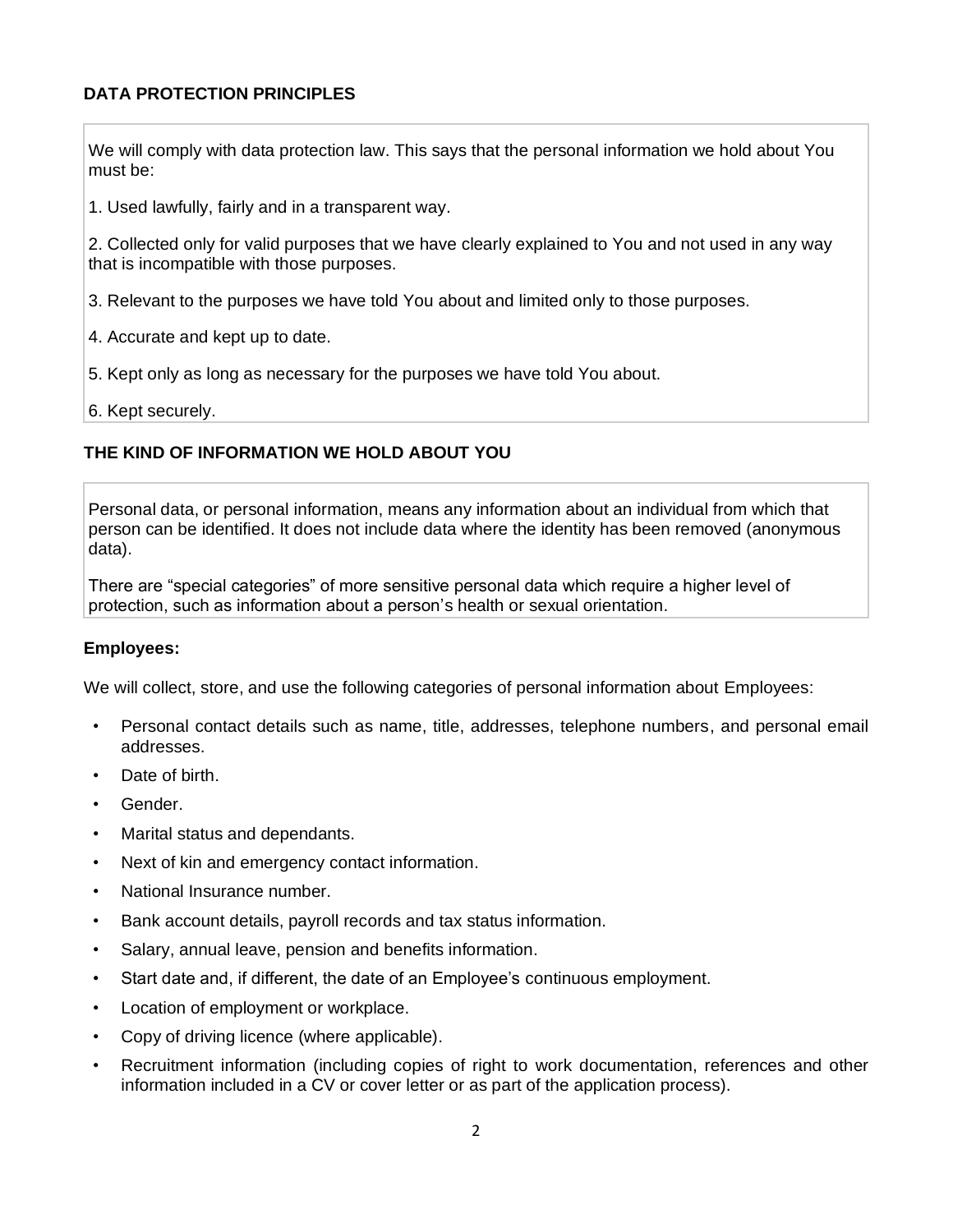## DATA PROTECTION PRINCIPLES

We will comply with data protection law. This says that the personal information we hold about You must be:

1. Used lawfully, fairly and in a transparent way.

2. Collected only for valid purposes that we have clearly explained to You and not used in any way that is incompatible with those purposes.

3. Relevant to the purposes we have told You about and limited only to those purposes.

4. Accurate and kept up to date.

5. Kept only as long as necessary for the purposes we have told You about.

6. Kept securely.

## THE KIND OF INFORMATION WE HOLD ABOUT YOU

Personal data, or personal information, means any information about an individual from which that person can be identified. It does not include data where the identity has been removed (anonymous data).

There are "special categories" of more sensitive personal data which require a higher level of protection, such as information about a person's health or sexual orientation.

**Employees:**

We will collect, store, and use the following categories of personal information about Employees:

- Personal contact details such as name, title, addresses, telephone numbers, and personal email addresses.
- Date of birth.
- Gender.
- Marital status and dependants.
- Next of kin and emergency contact information.
- National Insurance number.
- Bank account details, payroll records and tax status information.
- Salary, annual leave, pension and benefits information.
- Start date and, if different, the date of an Employee's continuous employment.
- Location of employment or workplace.
- Copy of driving licence (where applicable).
- Recruitment information (including copies of right to work documentation, references and other information included in a CV or cover letter or as part of the application process).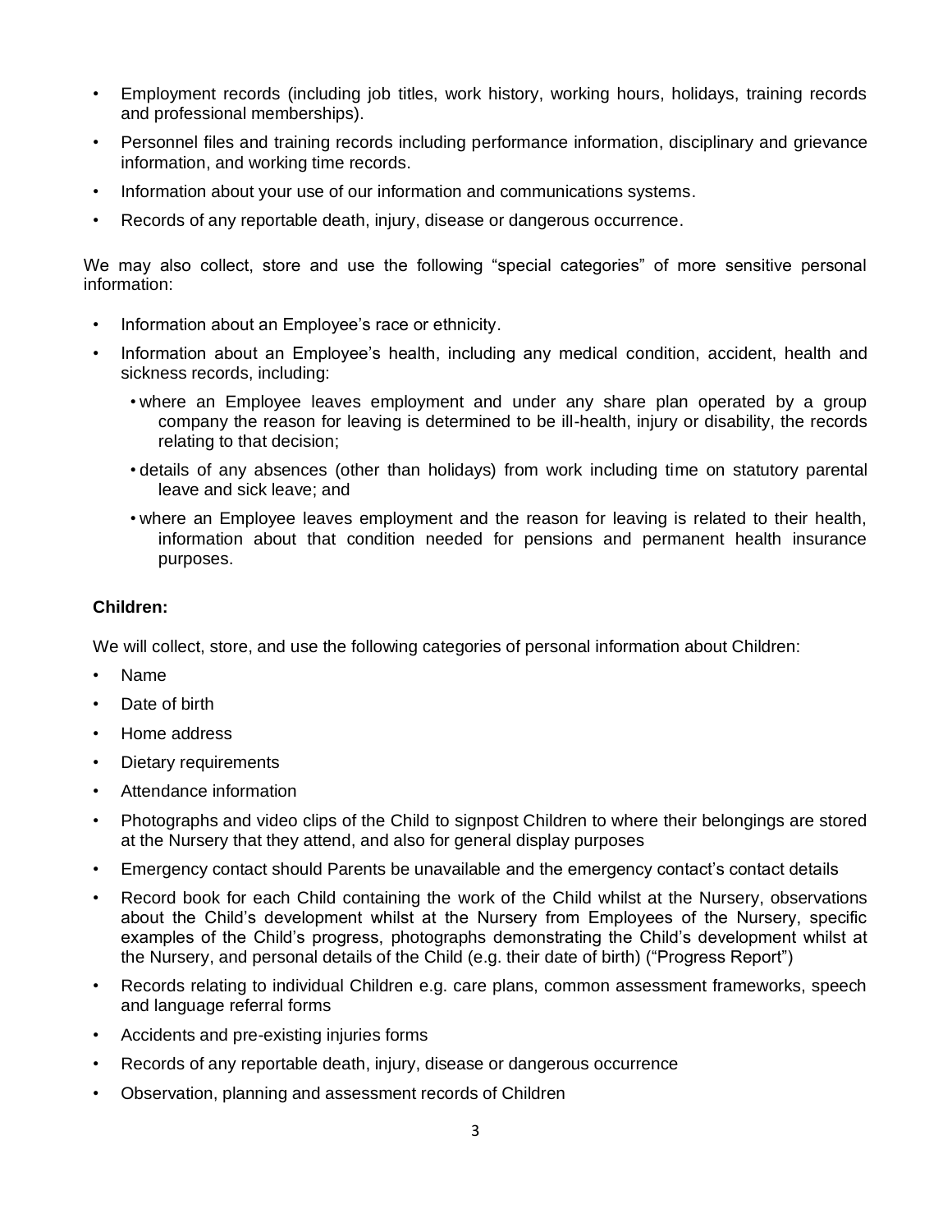- Employment records (including job titles, work history, working hours, holidays, training records and professional memberships).
- Personnel files and training records including performance information, disciplinary and grievance information, and working time records.
- Information about your use of our information and communications systems.
- Records of any reportable death, injury, disease or dangerous occurrence.

We may also collect, store and use the following "special categories" of more sensitive personal information:

- Information about an Employee's race or ethnicity.
- Information about an Employee's health, including any medical condition, accident, health and sickness records, including:
  - where an Employee leaves employment and under any share plan operated by a group company the reason for leaving is determined to be ill-health, injury or disability, the records relating to that decision;
  - details of any absences (other than holidays) from work including time on statutory parental leave and sick leave; and
  - where an Employee leaves employment and the reason for leaving is related to their health, information about that condition needed for pensions and permanent health insurance purposes.

**Children:**

We will collect, store, and use the following categories of personal information about Children:

- Name
- Date of birth
- Home address
- Dietary requirements
- Attendance information
- Photographs and video clips of the Child to signpost Children to where their belongings are stored at the Nursery that they attend, and also for general display purposes
- Emergency contact should Parents be unavailable and the emergency contact's contact details
- Record book for each Child containing the work of the Child whilst at the Nursery, observations about the Child's development whilst at the Nursery from Employees of the Nursery, specific examples of the Child's progress, photographs demonstrating the Child's development whilst at the Nursery, and personal details of the Child (e.g. their date of birth) ("Progress Report")
- Records relating to individual Children e.g. care plans, common assessment frameworks, speech and language referral forms
- Accidents and pre-existing injuries forms
- Records of any reportable death, injury, disease or dangerous occurrence
- Observation, planning and assessment records of Children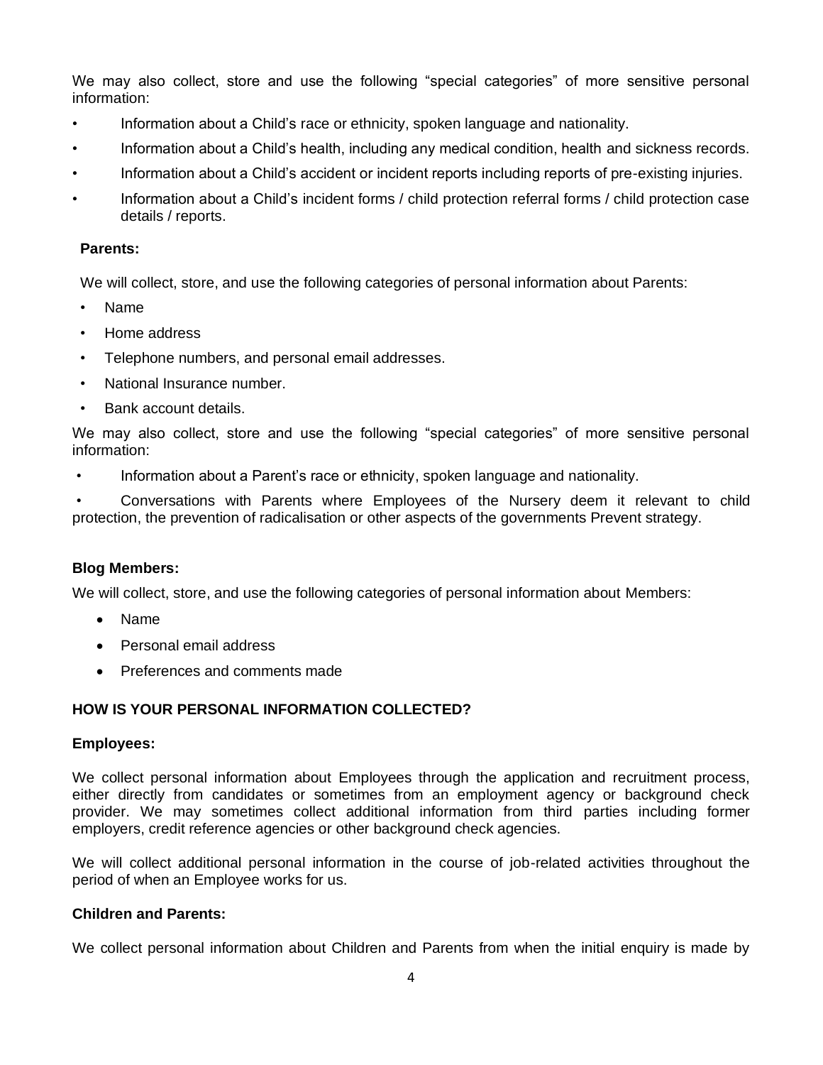We may also collect, store and use the following "special categories" of more sensitive personal information:

- Information about a Child's race or ethnicity, spoken language and nationality.
- Information about a Child's health, including any medical condition, health and sickness records.
- Information about a Child's accident or incident reports including reports of pre-existing injuries.
- Information about a Child's incident forms / child protection referral forms / child protection case details / reports.

**Parents:**

We will collect, store, and use the following categories of personal information about Parents:

- Name
- Home address
- Telephone numbers, and personal email addresses.
- National Insurance number.
- Bank account details.

We may also collect, store and use the following "special categories" of more sensitive personal information:

- Information about a Parent's race or ethnicity, spoken language and nationality.
- Conversations with Parents where Employees of the Nursery deem it relevant to child protection, the prevention of radicalisation or other aspects of the governments Prevent strategy.

**Blog Members:**

We will collect, store, and use the following categories of personal information about Members:

- Name
- Personal email address
- Preferences and comments made

**HOW IS YOUR PERSONAL INFORMATION COLLECTED?**

**Employees:**

We collect personal information about Employees through the application and recruitment process, either directly from candidates or sometimes from an employment agency or background check provider. We may sometimes collect additional information from third parties including former employers, credit reference agencies or other background check agencies.

We will collect additional personal information in the course of job-related activities throughout the period of when an Employee works for us.

**Children and Parents:**

We collect personal information about Children and Parents from when the initial enquiry is made by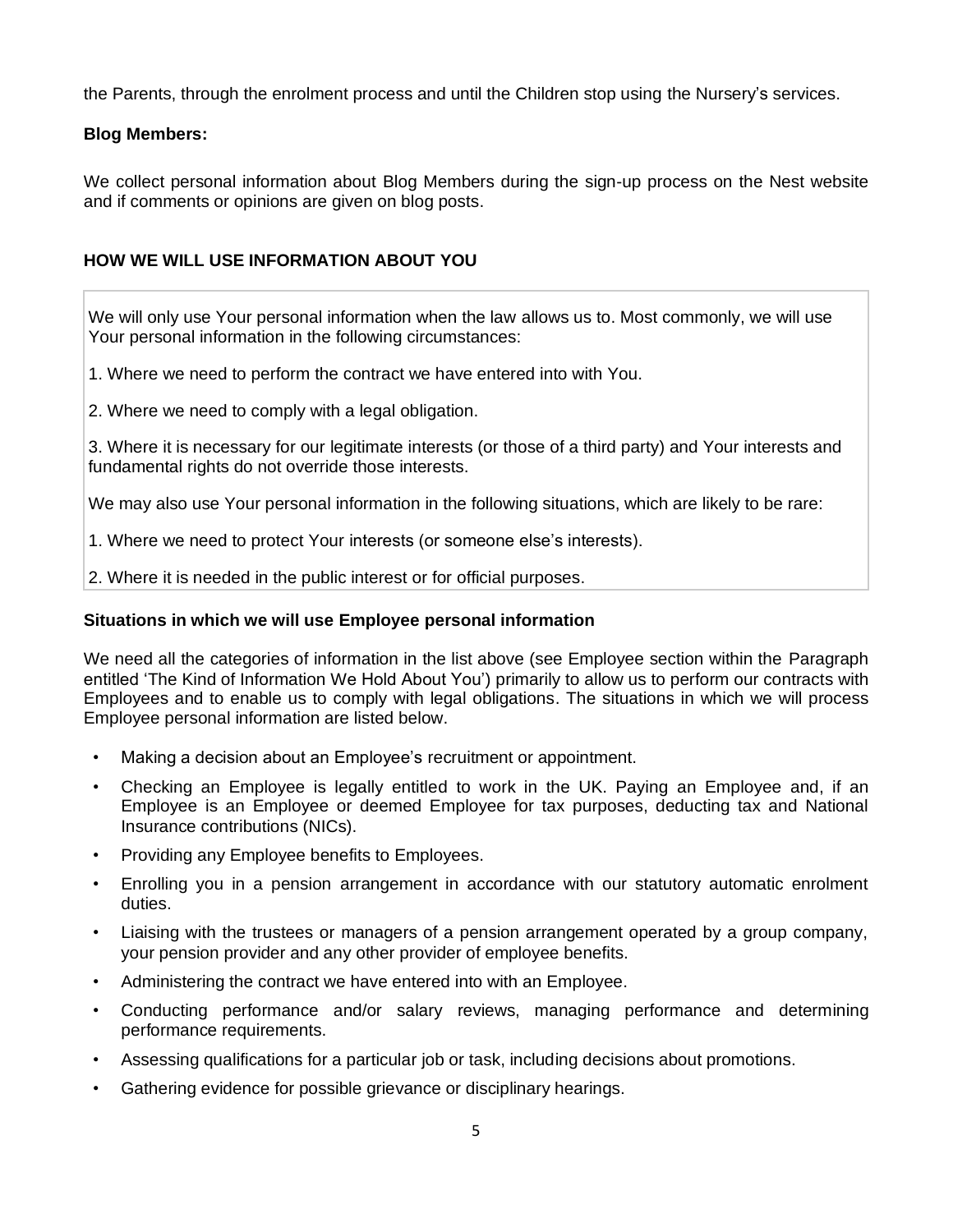the Parents, through the enrolment process and until the Children stop using the Nursery's services.

**Blog Members:**

We collect personal information about Blog Members during the sign-up process on the Nest website and if comments or opinions are given on blog posts.

## HOW WE WILL USE INFORMATION ABOUT YOU

We will only use Your personal information when the law allows us to. Most commonly, we will use Your personal information in the following circumstances:

1. Where we need to perform the contract we have entered into with You.

2. Where we need to comply with a legal obligation.

3. Where it is necessary for our legitimate interests (or those of a third party) and Your interests and fundamental rights do not override those interests.

We may also use Your personal information in the following situations, which are likely to be rare:

1. Where we need to protect Your interests (or someone else's interests).

2. Where it is needed in the public interest or for official purposes.

### Situations in which we will use Employee personal information

We need all the categories of information in the list above (see Employee section within the Paragraph entitled 'The Kind of Information We Hold About You') primarily to allow us to perform our contracts with Employees and to enable us to comply with legal obligations. The situations in which we will process Employee personal information are listed below.

- Making a decision about an Employee's recruitment or appointment.
- Checking an Employee is legally entitled to work in the UK. Paying an Employee and, if an Employee is an Employee or deemed Employee for tax purposes, deducting tax and National Insurance contributions (NICs).
- Providing any Employee benefits to Employees.
- Enrolling you in a pension arrangement in accordance with our statutory automatic enrolment duties.
- Liaising with the trustees or managers of a pension arrangement operated by a group company, your pension provider and any other provider of employee benefits.
- Administering the contract we have entered into with an Employee.
- Conducting performance and/or salary reviews, managing performance and determining performance requirements.
- Assessing qualifications for a particular job or task, including decisions about promotions.
- Gathering evidence for possible grievance or disciplinary hearings.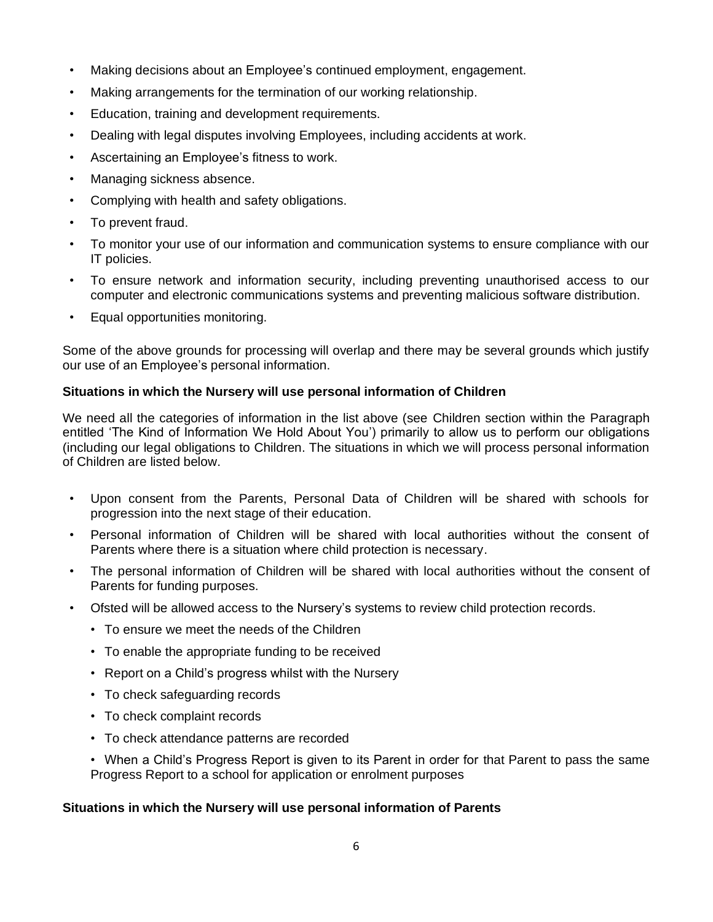- Making decisions about an Employee's continued employment, engagement.
- Making arrangements for the termination of our working relationship.
- Education, training and development requirements.
- Dealing with legal disputes involving Employees, including accidents at work.
- Ascertaining an Employee's fitness to work.
- Managing sickness absence.
- Complying with health and safety obligations.
- To prevent fraud.
- To monitor your use of our information and communication systems to ensure compliance with our IT policies.
- To ensure network and information security, including preventing unauthorised access to our computer and electronic communications systems and preventing malicious software distribution.
- Equal opportunities monitoring.

Some of the above grounds for processing will overlap and there may be several grounds which justify our use of an Employee's personal information.

**Situations in which the Nursery will use personal information of Children**

We need all the categories of information in the list above (see Children section within the Paragraph entitled 'The Kind of Information We Hold About You') primarily to allow us to perform our obligations (including our legal obligations to Children. The situations in which we will process personal information of Children are listed below.

- Upon consent from the Parents, Personal Data of Children will be shared with schools for progression into the next stage of their education.
- Personal information of Children will be shared with local authorities without the consent of Parents where there is a situation where child protection is necessary.
- The personal information of Children will be shared with local authorities without the consent of Parents for funding purposes.
- Ofsted will be allowed access to the Nursery's systems to review child protection records.
  - To ensure we meet the needs of the Children
  - To enable the appropriate funding to be received
  - Report on a Child's progress whilst with the Nursery
  - To check safeguarding records
  - To check complaint records
  - To check attendance patterns are recorded
  - When a Child's Progress Report is given to its Parent in order for that Parent to pass the same Progress Report to a school for application or enrolment purposes

**Situations in which the Nursery will use personal information of Parents**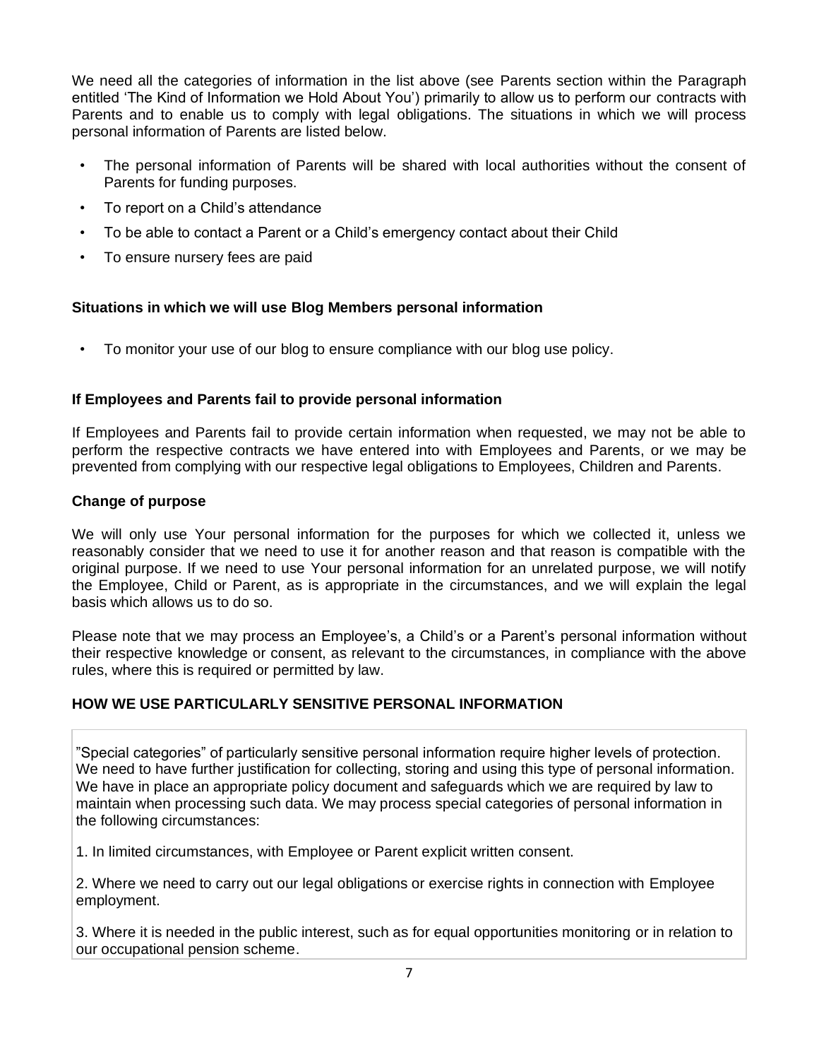We need all the categories of information in the list above (see Parents section within the Paragraph entitled 'The Kind of Information we Hold About You') primarily to allow us to perform our contracts with Parents and to enable us to comply with legal obligations. The situations in which we will process personal information of Parents are listed below.

- The personal information of Parents will be shared with local authorities without the consent of Parents for funding purposes.
- To report on a Child's attendance
- To be able to contact a Parent or a Child's emergency contact about their Child
- To ensure nursery fees are paid

**Situations in which we will use Blog Members personal information**

- To monitor your use of our blog to ensure compliance with our blog use policy.

**If Employees and Parents fail to provide personal information**

If Employees and Parents fail to provide certain information when requested, we may not be able to perform the respective contracts we have entered into with Employees and Parents, or we may be prevented from complying with our respective legal obligations to Employees, Children and Parents.

**Change of purpose**

We will only use Your personal information for the purposes for which we collected it, unless we reasonably consider that we need to use it for another reason and that reason is compatible with the original purpose. If we need to use Your personal information for an unrelated purpose, we will notify the Employee, Child or Parent, as is appropriate in the circumstances, and we will explain the legal basis which allows us to do so.

Please note that we may process an Employee's, a Child's or a Parent's personal information without their respective knowledge or consent, as relevant to the circumstances, in compliance with the above rules, where this is required or permitted by law.

**HOW WE USE PARTICULARLY SENSITIVE PERSONAL INFORMATION**

"Special categories" of particularly sensitive personal information require higher levels of protection. We need to have further justification for collecting, storing and using this type of personal information. We have in place an appropriate policy document and safeguards which we are required by law to maintain when processing such data. We may process special categories of personal information in the following circumstances:

1. In limited circumstances, with Employee or Parent explicit written consent.

2. Where we need to carry out our legal obligations or exercise rights in connection with Employee employment.

3. Where it is needed in the public interest, such as for equal opportunities monitoring or in relation to our occupational pension scheme.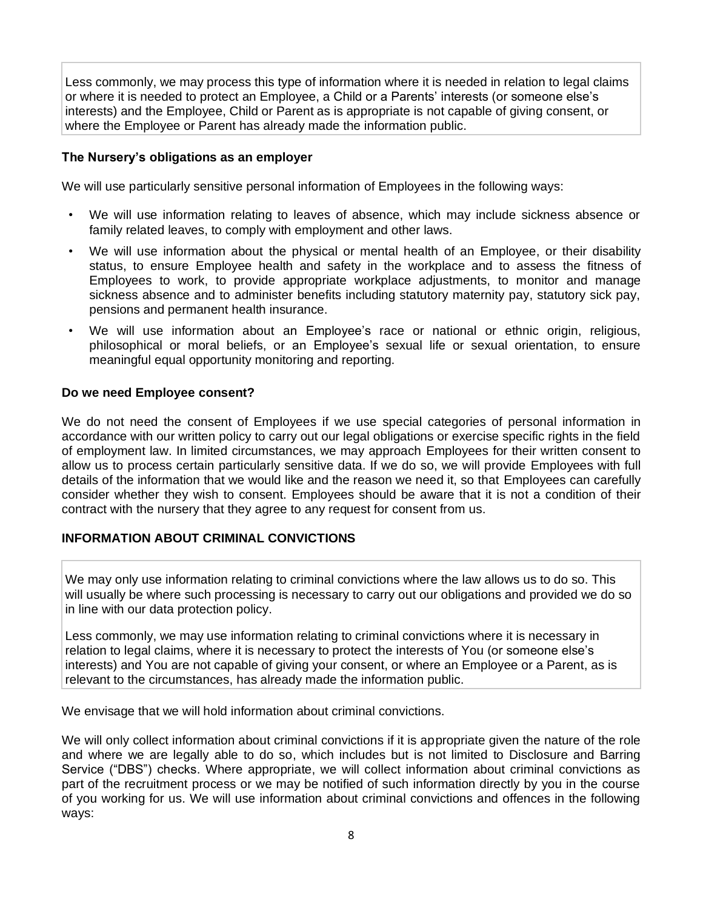Less commonly, we may process this type of information where it is needed in relation to legal claims or where it is needed to protect an Employee, a Child or a Parents' interests (or someone else's interests) and the Employee, Child or Parent as is appropriate is not capable of giving consent, or where the Employee or Parent has already made the information public.

**The Nursery's obligations as an employer**

We will use particularly sensitive personal information of Employees in the following ways:

- We will use information relating to leaves of absence, which may include sickness absence or family related leaves, to comply with employment and other laws.
- We will use information about the physical or mental health of an Employee, or their disability status, to ensure Employee health and safety in the workplace and to assess the fitness of Employees to work, to provide appropriate workplace adjustments, to monitor and manage sickness absence and to administer benefits including statutory maternity pay, statutory sick pay, pensions and permanent health insurance.
- We will use information about an Employee's race or national or ethnic origin, religious, philosophical or moral beliefs, or an Employee's sexual life or sexual orientation, to ensure meaningful equal opportunity monitoring and reporting.

**Do we need Employee consent?**

We do not need the consent of Employees if we use special categories of personal information in accordance with our written policy to carry out our legal obligations or exercise specific rights in the field of employment law. In limited circumstances, we may approach Employees for their written consent to allow us to process certain particularly sensitive data. If we do so, we will provide Employees with full details of the information that we would like and the reason we need it, so that Employees can carefully consider whether they wish to consent. Employees should be aware that it is not a condition of their contract with the nursery that they agree to any request for consent from us.

**INFORMATION ABOUT CRIMINAL CONVICTIONS**

We may only use information relating to criminal convictions where the law allows us to do so. This will usually be where such processing is necessary to carry out our obligations and provided we do so in line with our data protection policy.

Less commonly, we may use information relating to criminal convictions where it is necessary in relation to legal claims, where it is necessary to protect the interests of You (or someone else's interests) and You are not capable of giving your consent, or where an Employee or a Parent, as is relevant to the circumstances, has already made the information public.

We envisage that we will hold information about criminal convictions.

We will only collect information about criminal convictions if it is appropriate given the nature of the role and where we are legally able to do so, which includes but is not limited to Disclosure and Barring Service ("DBS") checks. Where appropriate, we will collect information about criminal convictions as part of the recruitment process or we may be notified of such information directly by you in the course of you working for us. We will use information about criminal convictions and offences in the following ways: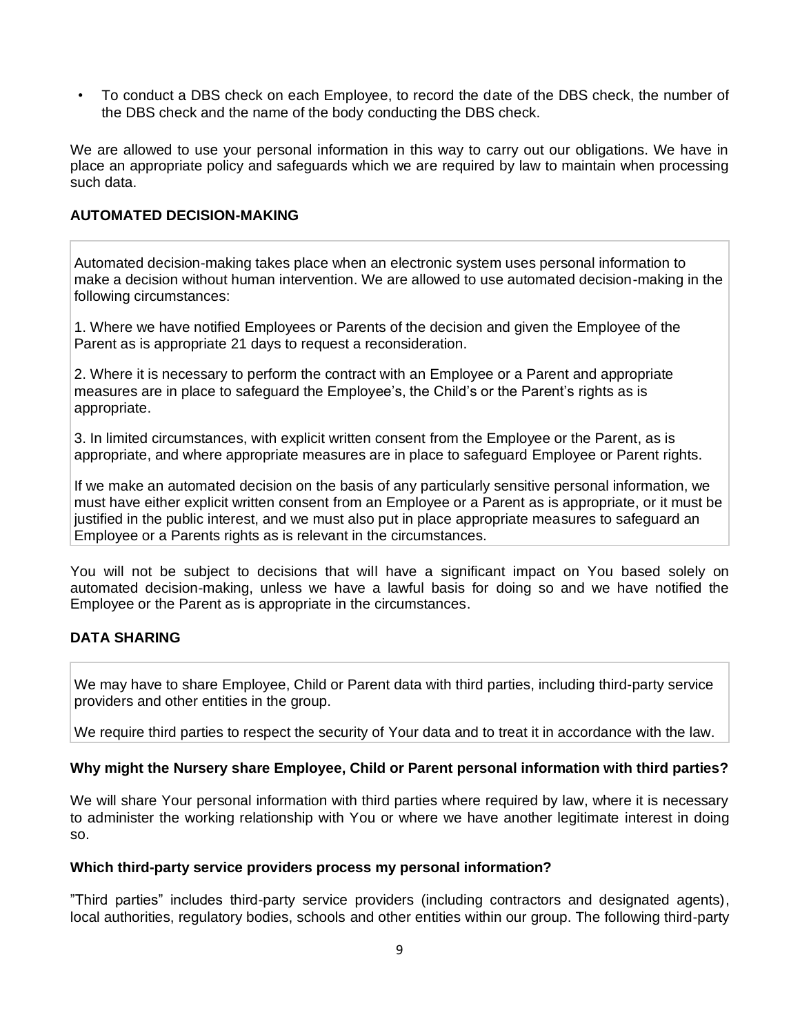- To conduct a DBS check on each Employee, to record the date of the DBS check, the number of the DBS check and the name of the body conducting the DBS check.

We are allowed to use your personal information in this way to carry out our obligations. We have in place an appropriate policy and safeguards which we are required by law to maintain when processing such data.

## AUTOMATED DECISION-MAKING

Automated decision-making takes place when an electronic system uses personal information to make a decision without human intervention. We are allowed to use automated decision-making in the following circumstances:

1. Where we have notified Employees or Parents of the decision and given the Employee of the Parent as is appropriate 21 days to request a reconsideration.

2. Where it is necessary to perform the contract with an Employee or a Parent and appropriate measures are in place to safeguard the Employee's, the Child's or the Parent's rights as is appropriate.

3. In limited circumstances, with explicit written consent from the Employee or the Parent, as is appropriate, and where appropriate measures are in place to safeguard Employee or Parent rights.

If we make an automated decision on the basis of any particularly sensitive personal information, we must have either explicit written consent from an Employee or a Parent as is appropriate, or it must be justified in the public interest, and we must also put in place appropriate measures to safeguard an Employee or a Parents rights as is relevant in the circumstances.

You will not be subject to decisions that will have a significant impact on You based solely on automated decision-making, unless we have a lawful basis for doing so and we have notified the Employee or the Parent as is appropriate in the circumstances.

## DATA SHARING

We may have to share Employee, Child or Parent data with third parties, including third-party service providers and other entities in the group.

We require third parties to respect the security of Your data and to treat it in accordance with the law.

**Why might the Nursery share Employee, Child or Parent personal information with third parties?**

We will share Your personal information with third parties where required by law, where it is necessary to administer the working relationship with You or where we have another legitimate interest in doing so.

**Which third-party service providers process my personal information?**

"Third parties" includes third-party service providers (including contractors and designated agents), local authorities, regulatory bodies, schools and other entities within our group. The following third-party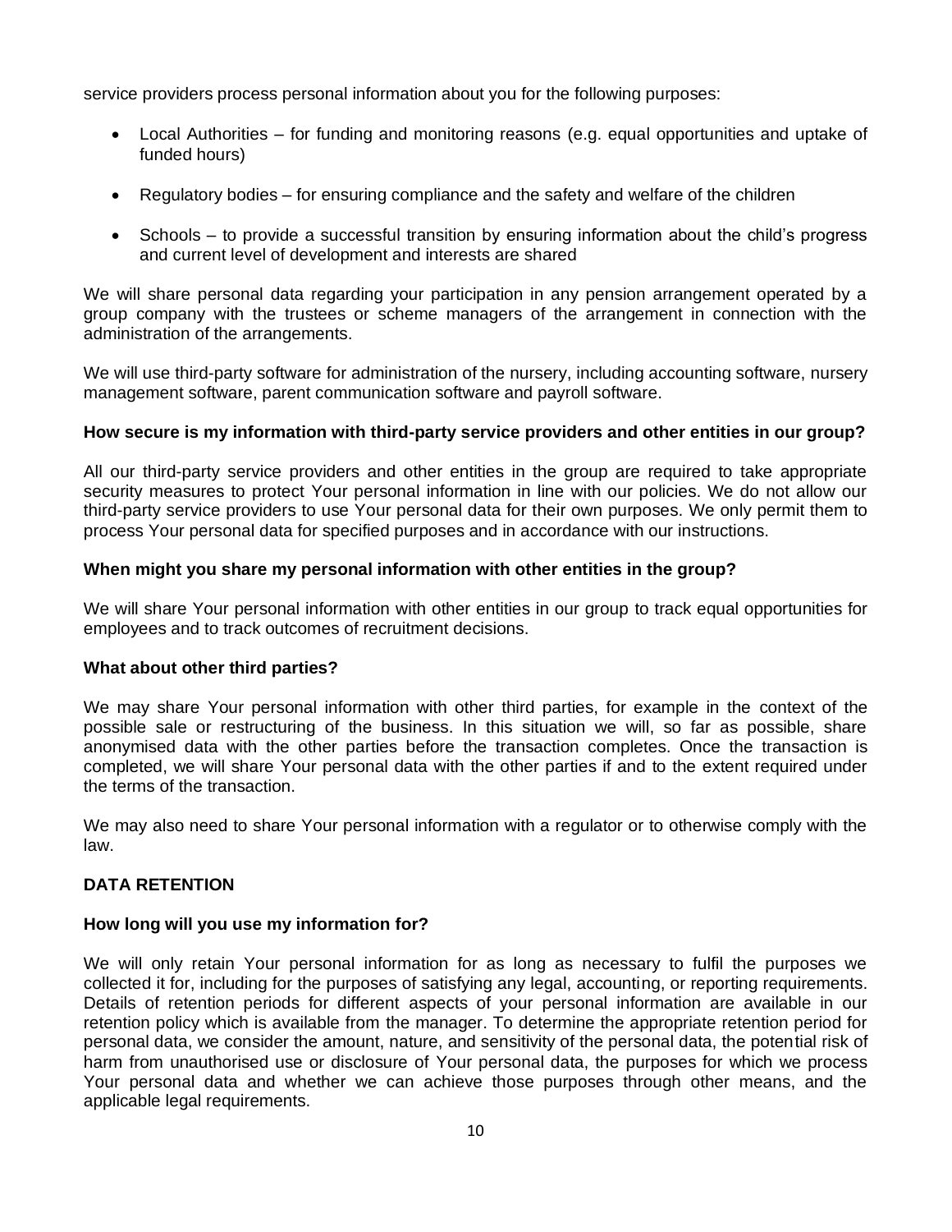service providers process personal information about you for the following purposes:

- Local Authorities – for funding and monitoring reasons (e.g. equal opportunities and uptake of funded hours)
- Regulatory bodies – for ensuring compliance and the safety and welfare of the children
- Schools – to provide a successful transition by ensuring information about the child's progress and current level of development and interests are shared

We will share personal data regarding your participation in any pension arrangement operated by a group company with the trustees or scheme managers of the arrangement in connection with the administration of the arrangements.

We will use third-party software for administration of the nursery, including accounting software, nursery management software, parent communication software and payroll software.

**How secure is my information with third-party service providers and other entities in our group?**

All our third-party service providers and other entities in the group are required to take appropriate security measures to protect Your personal information in line with our policies. We do not allow our third-party service providers to use Your personal data for their own purposes. We only permit them to process Your personal data for specified purposes and in accordance with our instructions.

**When might you share my personal information with other entities in the group?**

We will share Your personal information with other entities in our group to track equal opportunities for employees and to track outcomes of recruitment decisions.

**What about other third parties?**

We may share Your personal information with other third parties, for example in the context of the possible sale or restructuring of the business. In this situation we will, so far as possible, share anonymised data with the other parties before the transaction completes. Once the transaction is completed, we will share Your personal data with the other parties if and to the extent required under the terms of the transaction.

We may also need to share Your personal information with a regulator or to otherwise comply with the law.

**DATA RETENTION**

**How long will you use my information for?**

We will only retain Your personal information for as long as necessary to fulfil the purposes we collected it for, including for the purposes of satisfying any legal, accounting, or reporting requirements. Details of retention periods for different aspects of your personal information are available in our retention policy which is available from the manager. To determine the appropriate retention period for personal data, we consider the amount, nature, and sensitivity of the personal data, the potential risk of harm from unauthorised use or disclosure of Your personal data, the purposes for which we process Your personal data and whether we can achieve those purposes through other means, and the applicable legal requirements.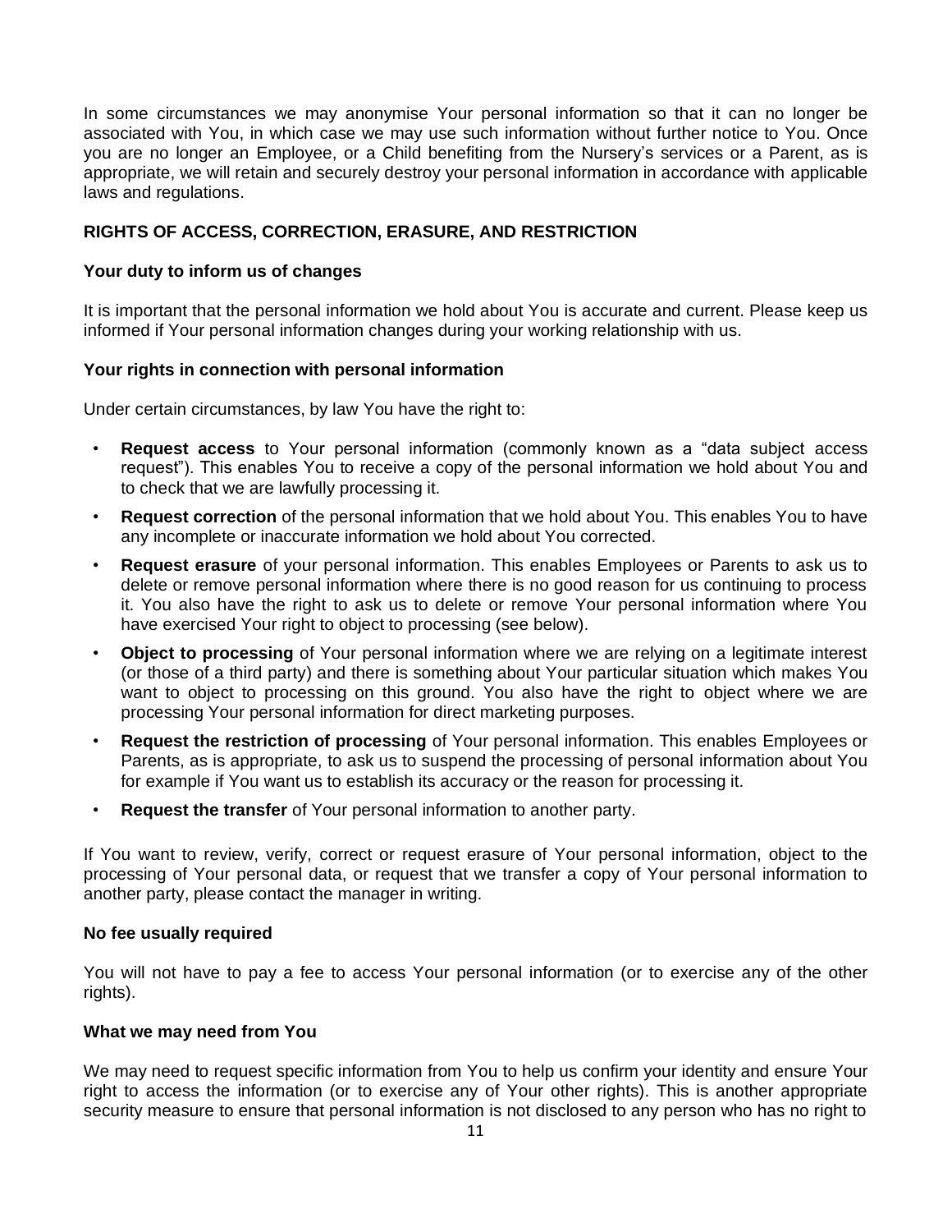In some circumstances we may anonymise Your personal information so that it can no longer be associated with You, in which case we may use such information without further notice to You. Once you are no longer an Employee, or a Child benefiting from the Nursery's services or a Parent, as is appropriate, we will retain and securely destroy your personal information in accordance with applicable laws and regulations.

## RIGHTS OF ACCESS, CORRECTION, ERASURE, AND RESTRICTION

### Your duty to inform us of changes

It is important that the personal information we hold about You is accurate and current. Please keep us informed if Your personal information changes during your working relationship with us.

### Your rights in connection with personal information

Under certain circumstances, by law You have the right to:

- **Request access** to Your personal information (commonly known as a "data subject access request"). This enables You to receive a copy of the personal information we hold about You and to check that we are lawfully processing it.
- **Request correction** of the personal information that we hold about You. This enables You to have any incomplete or inaccurate information we hold about You corrected.
- **Request erasure** of your personal information. This enables Employees or Parents to ask us to delete or remove personal information where there is no good reason for us continuing to process it. You also have the right to ask us to delete or remove Your personal information where You have exercised Your right to object to processing (see below).
- **Object to processing** of Your personal information where we are relying on a legitimate interest (or those of a third party) and there is something about Your particular situation which makes You want to object to processing on this ground. You also have the right to object where we are processing Your personal information for direct marketing purposes.
- **Request the restriction of processing** of Your personal information. This enables Employees or Parents, as is appropriate, to ask us to suspend the processing of personal information about You for example if You want us to establish its accuracy or the reason for processing it.
- **Request the transfer** of Your personal information to another party.

If You want to review, verify, correct or request erasure of Your personal information, object to the processing of Your personal data, or request that we transfer a copy of Your personal information to another party, please contact the manager in writing.

### No fee usually required

You will not have to pay a fee to access Your personal information (or to exercise any of the other rights).

### What we may need from You

We may need to request specific information from You to help us confirm your identity and ensure Your right to access the information (or to exercise any of Your other rights). This is another appropriate security measure to ensure that personal information is not disclosed to any person who has no right to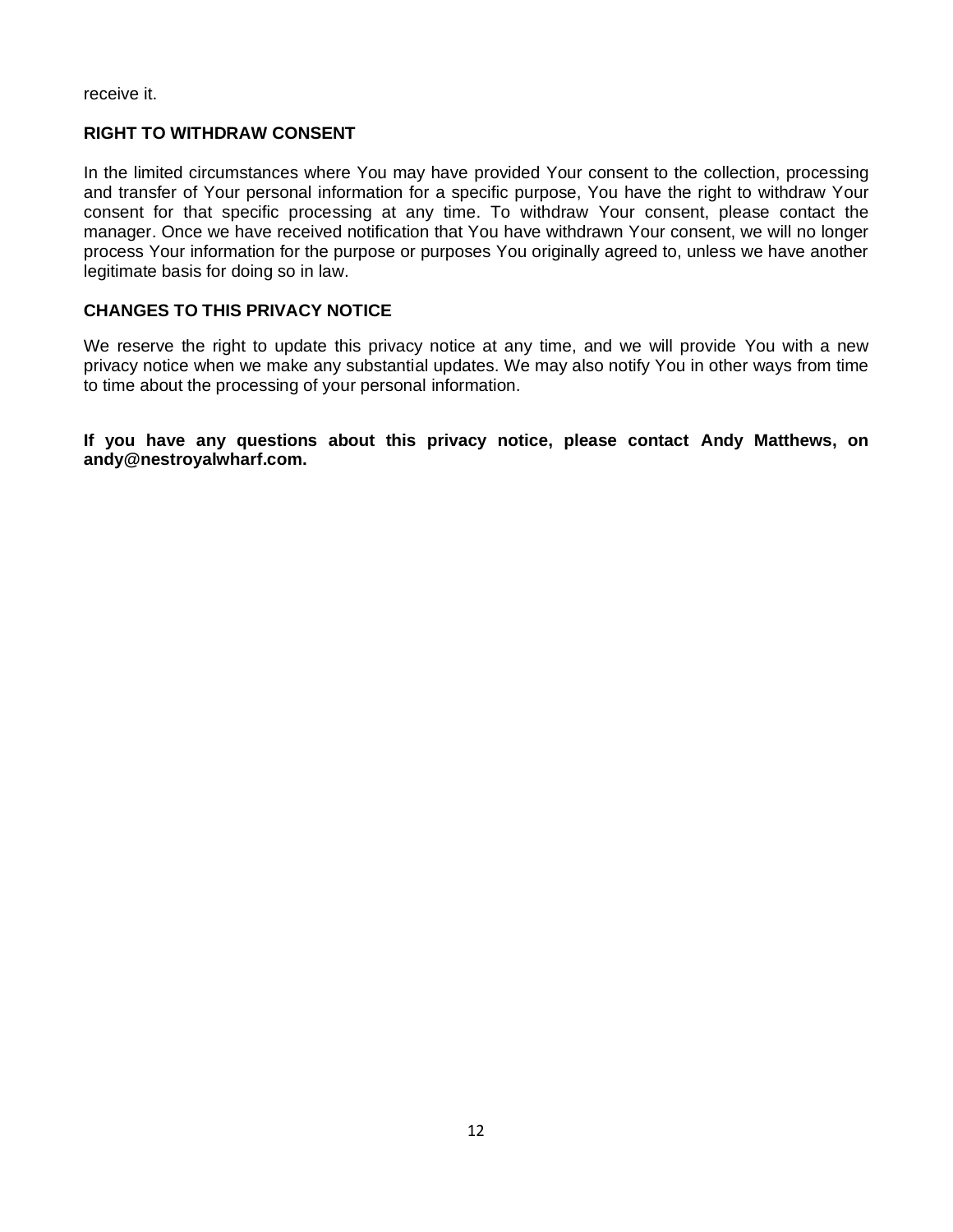receive it.

## RIGHT TO WITHDRAW CONSENT

In the limited circumstances where You may have provided Your consent to the collection, processing and transfer of Your personal information for a specific purpose, You have the right to withdraw Your consent for that specific processing at any time. To withdraw Your consent, please contact the manager. Once we have received notification that You have withdrawn Your consent, we will no longer process Your information for the purpose or purposes You originally agreed to, unless we have another legitimate basis for doing so in law.

## CHANGES TO THIS PRIVACY NOTICE

We reserve the right to update this privacy notice at any time, and we will provide You with a new privacy notice when we make any substantial updates. We may also notify You in other ways from time to time about the processing of your personal information.

**If you have any questions about this privacy notice, please contact Andy Matthews, on andy@nestroyalwharf.com.**